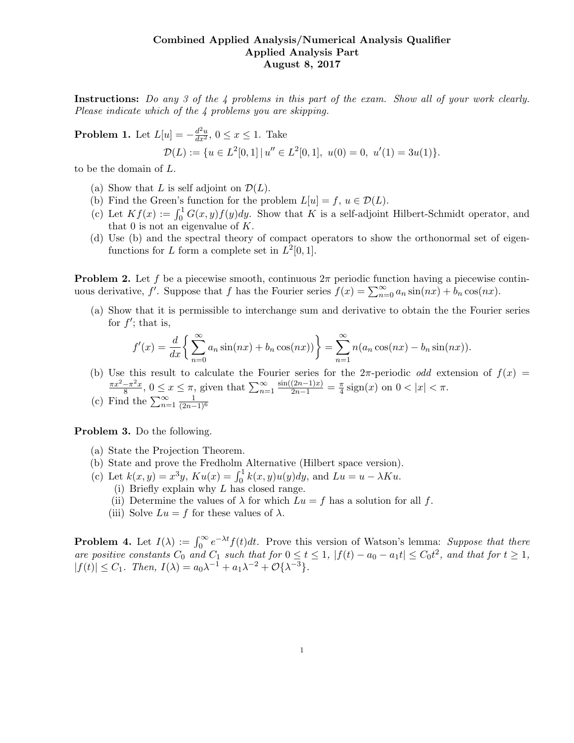**Combined Applied Analysis/Numerical Analysis Qualifier**
**Applied Analysis Part**
**August 8, 2017**

**Instructions:** *Do any 3 of the 4 problems in this part of the exam. Show all of your work clearly. Please indicate which of the 4 problems you are skipping.*

**Problem 1.** Let $L[u] = -\frac{d^2u}{dx^2}$, $0 \le x \le 1$. Take

$$\mathcal{D}(L) := \{u \in L^2[0,1] \,|\, u'' \in L^2[0,1],\ u(0) = 0,\ u'(1) = 3u(1)\}.$$

to be the domain of $L$.

(a) Show that $L$ is self adjoint on $\mathcal{D}(L)$.

(b) Find the Green's function for the problem $L[u] = f$, $u \in \mathcal{D}(L)$.

(c) Let $Kf(x) := \int_0^1 G(x,y)f(y)dy$. Show that $K$ is a self-adjoint Hilbert-Schmidt operator, and that 0 is not an eigenvalue of $K$.

(d) Use (b) and the spectral theory of compact operators to show the orthonormal set of eigenfunctions for $L$ form a complete set in $L^2[0,1]$.

**Problem 2.** Let $f$ be a piecewise smooth, continuous $2\pi$ periodic function having a piecewise continuous derivative, $f'$. Suppose that $f$ has the Fourier series $f(x) = \sum_{n=0}^{\infty} a_n \sin(nx) + b_n \cos(nx)$.

(a) Show that it is permissible to interchange sum and derivative to obtain the the Fourier series for $f'$; that is,

$$f'(x) = \frac{d}{dx}\left\{ \sum_{n=0}^{\infty} a_n \sin(nx) + b_n \cos(nx) \right\} = \sum_{n=1}^{\infty} n(a_n \cos(nx) - b_n \sin(nx)).$$

(b) Use this result to calculate the Fourier series for the $2\pi$-periodic *odd* extension of $f(x) = \frac{\pi x^2 - \pi^2 x}{8}$, $0 \le x \le \pi$, given that $\sum_{n=1}^{\infty} \frac{\sin((2n-1)x)}{2n-1} = \frac{\pi}{4}\,\mathrm{sign}(x)$ on $0 < |x| < \pi$.

(c) Find the $\sum_{n=1}^{\infty} \frac{1}{(2n-1)^6}$

**Problem 3.** Do the following.

(a) State the Projection Theorem.

(b) State and prove the Fredholm Alternative (Hilbert space version).

(c) Let $k(x,y) = x^3 y$, $Ku(x) = \int_0^1 k(x,y)u(y)dy$, and $Lu = u - \lambda Ku$.

  (i) Briefly explain why $L$ has closed range.

  (ii) Determine the values of $\lambda$ for which $Lu = f$ has a solution for all $f$.

  (iii) Solve $Lu = f$ for these values of $\lambda$.

**Problem 4.** Let $I(\lambda) := \int_0^{\infty} e^{-\lambda t} f(t)dt$. Prove this version of Watson's lemma: *Suppose that there are positive constants $C_0$ and $C_1$ such that for $0 \le t \le 1$, $|f(t) - a_0 - a_1 t| \le C_0 t^2$, and that for $t \ge 1$, $|f(t)| \le C_1$. Then,* $I(\lambda) = a_0\lambda^{-1} + a_1\lambda^{-2} + \mathcal{O}\{\lambda^{-3}\}$.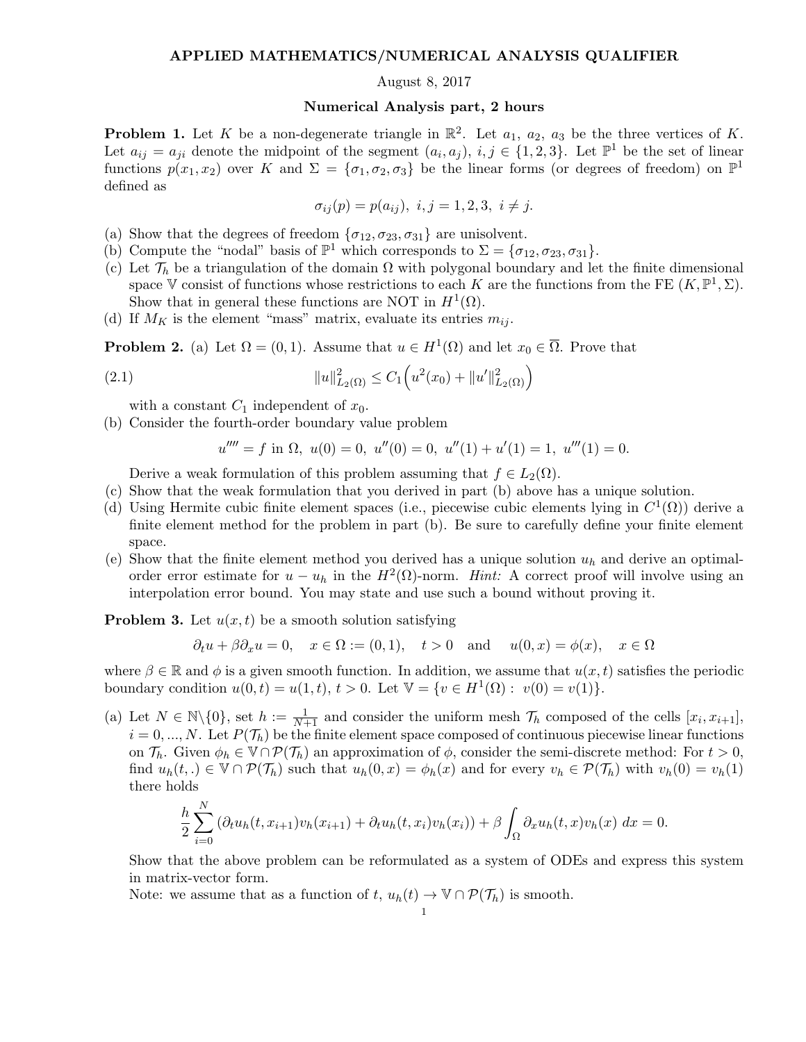# APPLIED MATHEMATICS/NUMERICAL ANALYSIS QUALIFIER

August 8, 2017

**Numerical Analysis part, 2 hours**

**Problem 1.** Let $K$ be a non-degenerate triangle in $\mathbb{R}^2$. Let $a_1$, $a_2$, $a_3$ be the three vertices of $K$. Let $a_{ij} = a_{ji}$ denote the midpoint of the segment $(a_i, a_j)$, $i, j \in \{1, 2, 3\}$. Let $\mathbb{P}^1$ be the set of linear functions $p(x_1, x_2)$ over $K$ and $\Sigma = \{\sigma_1, \sigma_2, \sigma_3\}$ be the linear forms (or degrees of freedom) on $\mathbb{P}^1$ defined as

$$\sigma_{ij}(p) = p(a_{ij}), \ i, j = 1, 2, 3, \ i \neq j.$$

(a) Show that the degrees of freedom $\{\sigma_{12}, \sigma_{23}, \sigma_{31}\}$ are unisolvent.
(b) Compute the "nodal" basis of $\mathbb{P}^1$ which corresponds to $\Sigma = \{\sigma_{12}, \sigma_{23}, \sigma_{31}\}$.
(c) Let $\mathcal{T}_h$ be a triangulation of the domain $\Omega$ with polygonal boundary and let the finite dimensional space $\mathbb{V}$ consist of functions whose restrictions to each $K$ are the functions from the FE $(K, \mathbb{P}^1, \Sigma)$. Show that in general these functions are NOT in $H^1(\Omega)$.
(d) If $M_K$ is the element "mass" matrix, evaluate its entries $m_{ij}$.

**Problem 2.** (a) Let $\Omega = (0, 1)$. Assume that $u \in H^1(\Omega)$ and let $x_0 \in \overline{\Omega}$. Prove that

$$\|u\|^2_{L_2(\Omega)} \leq C_1 \Big( u^2(x_0) + \|u'\|^2_{L_2(\Omega)} \Big) \tag{2.1}$$

with a constant $C_1$ independent of $x_0$.

(b) Consider the fourth-order boundary value problem

$$u'''' = f \text{ in } \Omega, \ u(0) = 0, \ u''(0) = 0, \ u''(1) + u'(1) = 1, \ u'''(1) = 0.$$

Derive a weak formulation of this problem assuming that $f \in L_2(\Omega)$.

(c) Show that the weak formulation that you derived in part (b) above has a unique solution.
(d) Using Hermite cubic finite element spaces (i.e., piecewise cubic elements lying in $C^1(\Omega)$) derive a finite element method for the problem in part (b). Be sure to carefully define your finite element space.
(e) Show that the finite element method you derived has a unique solution $u_h$ and derive an optimal-order error estimate for $u - u_h$ in the $H^2(\Omega)$-norm. *Hint:* A correct proof will involve using an interpolation error bound. You may state and use such a bound without proving it.

**Problem 3.** Let $u(x, t)$ be a smooth solution satisfying

$$\partial_t u + \beta \partial_x u = 0, \quad x \in \Omega := (0, 1), \quad t > 0 \quad \text{and} \quad u(0, x) = \phi(x), \quad x \in \Omega$$

where $\beta \in \mathbb{R}$ and $\phi$ is a given smooth function. In addition, we assume that $u(x, t)$ satisfies the periodic boundary condition $u(0, t) = u(1, t)$, $t > 0$. Let $\mathbb{V} = \{v \in H^1(\Omega) : \ v(0) = v(1)\}$.

(a) Let $N \in \mathbb{N} \backslash \{0\}$, set $h := \frac{1}{N+1}$ and consider the uniform mesh $\mathcal{T}_h$ composed of the cells $[x_i, x_{i+1}]$, $i = 0, ..., N$. Let $P(\mathcal{T}_h)$ be the finite element space composed of continuous piecewise linear functions on $\mathcal{T}_h$. Given $\phi_h \in \mathbb{V} \cap \mathcal{P}(\mathcal{T}_h)$ an approximation of $\phi$, consider the semi-discrete method: For $t > 0$, find $u_h(t, .) \in \mathbb{V} \cap \mathcal{P}(\mathcal{T}_h)$ such that $u_h(0, x) = \phi_h(x)$ and for every $v_h \in \mathcal{P}(\mathcal{T}_h)$ with $v_h(0) = v_h(1)$ there holds

$$\frac{h}{2} \sum_{i=0}^{N} \left( \partial_t u_h(t, x_{i+1}) v_h(x_{i+1}) + \partial_t u_h(t, x_i) v_h(x_i) \right) + \beta \int_\Omega \partial_x u_h(t, x) v_h(x) \ dx = 0.$$

Show that the above problem can be reformulated as a system of ODEs and express this system in matrix-vector form.

Note: we assume that as a function of $t$, $u_h(t) \to \mathbb{V} \cap \mathcal{P}(\mathcal{T}_h)$ is smooth.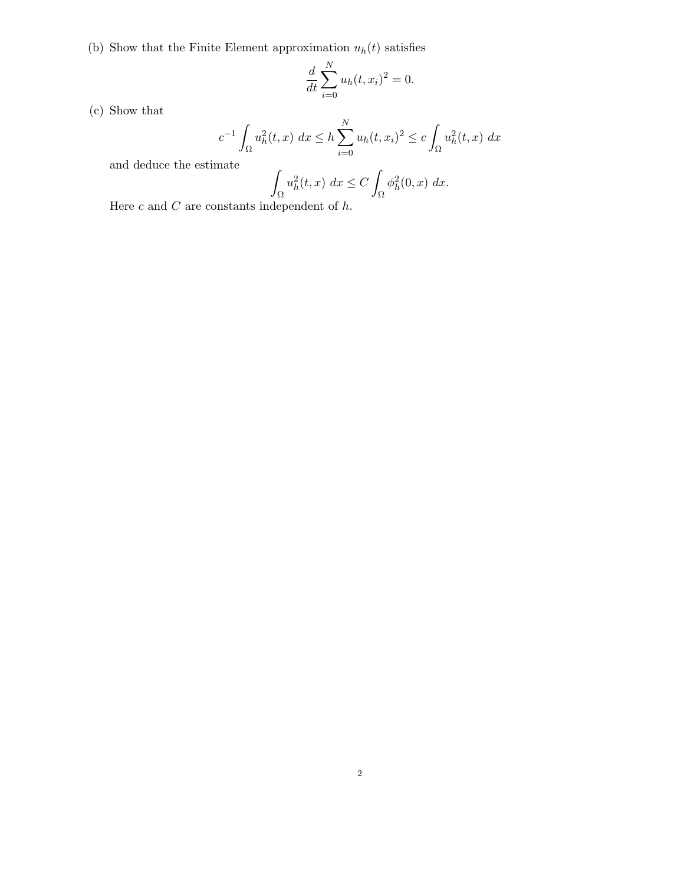(b) Show that the Finite Element approximation $u_h(t)$ satisfies

$$\frac{d}{dt}\sum_{i=0}^{N} u_h(t,x_i)^2 = 0.$$

(c) Show that

$$c^{-1}\int_\Omega u_h^2(t,x)\;dx \leq h\sum_{i=0}^{N} u_h(t,x_i)^2 \leq c\int_\Omega u_h^2(t,x)\;dx$$

and deduce the estimate

$$\int_\Omega u_h^2(t,x)\;dx \leq C\int_\Omega \phi_h^2(0,x)\;dx.$$

Here $c$ and $C$ are constants independent of $h$.